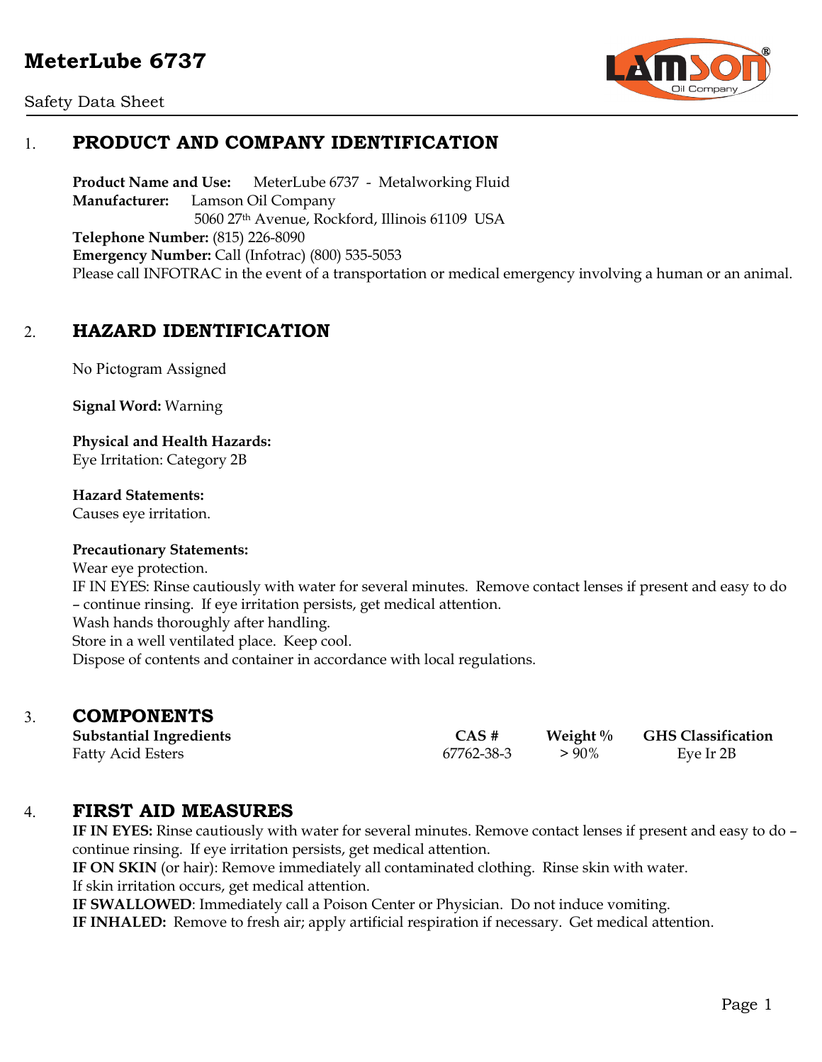# MeterLube 6737

Safety Data Sheet

## 1. PRODUCT AND COMPANY IDENTIFICATION

**Product Name and Use:** MeterLube 6737 - Metalworking Fluid
**Manufacturer:** Lamson Oil Company
5060 27th Avenue, Rockford, Illinois 61109 USA
**Telephone Number:** (815) 226-8090
**Emergency Number:** Call (Infotrac) (800) 535-5053
Please call INFOTRAC in the event of a transportation or medical emergency involving a human or an animal.

## 2. HAZARD IDENTIFICATION

No Pictogram Assigned

**Signal Word:** Warning

**Physical and Health Hazards:**
Eye Irritation: Category 2B

**Hazard Statements:**
Causes eye irritation.

**Precautionary Statements:**
Wear eye protection.
IF IN EYES: Rinse cautiously with water for several minutes. Remove contact lenses if present and easy to do – continue rinsing. If eye irritation persists, get medical attention.
Wash hands thoroughly after handling.
Store in a well ventilated place. Keep cool.
Dispose of contents and container in accordance with local regulations.

## 3. COMPONENTS

| Substantial Ingredients | CAS # | Weight % | GHS Classification |
|---|---|---|---|
| Fatty Acid Esters | 67762-38-3 | > 90% | Eye Ir 2B |

## 4. FIRST AID MEASURES

**IF IN EYES:** Rinse cautiously with water for several minutes. Remove contact lenses if present and easy to do – continue rinsing. If eye irritation persists, get medical attention.
**IF ON SKIN** (or hair): Remove immediately all contaminated clothing. Rinse skin with water.
If skin irritation occurs, get medical attention.
**IF SWALLOWED**: Immediately call a Poison Center or Physician. Do not induce vomiting.
**IF INHALED:** Remove to fresh air; apply artificial respiration if necessary. Get medical attention.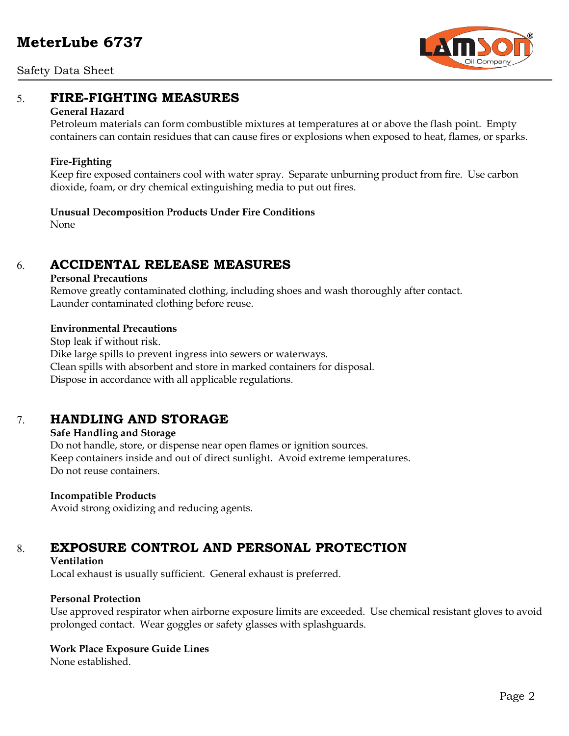## 5. FIRE-FIGHTING MEASURES

**General Hazard**

Petroleum materials can form combustible mixtures at temperatures at or above the flash point. Empty containers can contain residues that can cause fires or explosions when exposed to heat, flames, or sparks.

**Fire-Fighting**

Keep fire exposed containers cool with water spray. Separate unburning product from fire. Use carbon dioxide, foam, or dry chemical extinguishing media to put out fires.

**Unusual Decomposition Products Under Fire Conditions**

None

## 6. ACCIDENTAL RELEASE MEASURES

**Personal Precautions**

Remove greatly contaminated clothing, including shoes and wash thoroughly after contact.
Launder contaminated clothing before reuse.

**Environmental Precautions**

Stop leak if without risk.
Dike large spills to prevent ingress into sewers or waterways.
Clean spills with absorbent and store in marked containers for disposal.
Dispose in accordance with all applicable regulations.

## 7. HANDLING AND STORAGE

**Safe Handling and Storage**

Do not handle, store, or dispense near open flames or ignition sources.
Keep containers inside and out of direct sunlight. Avoid extreme temperatures.
Do not reuse containers.

**Incompatible Products**

Avoid strong oxidizing and reducing agents.

## 8. EXPOSURE CONTROL AND PERSONAL PROTECTION

**Ventilation**

Local exhaust is usually sufficient. General exhaust is preferred.

**Personal Protection**

Use approved respirator when airborne exposure limits are exceeded. Use chemical resistant gloves to avoid prolonged contact. Wear goggles or safety glasses with splashguards.

**Work Place Exposure Guide Lines**

None established.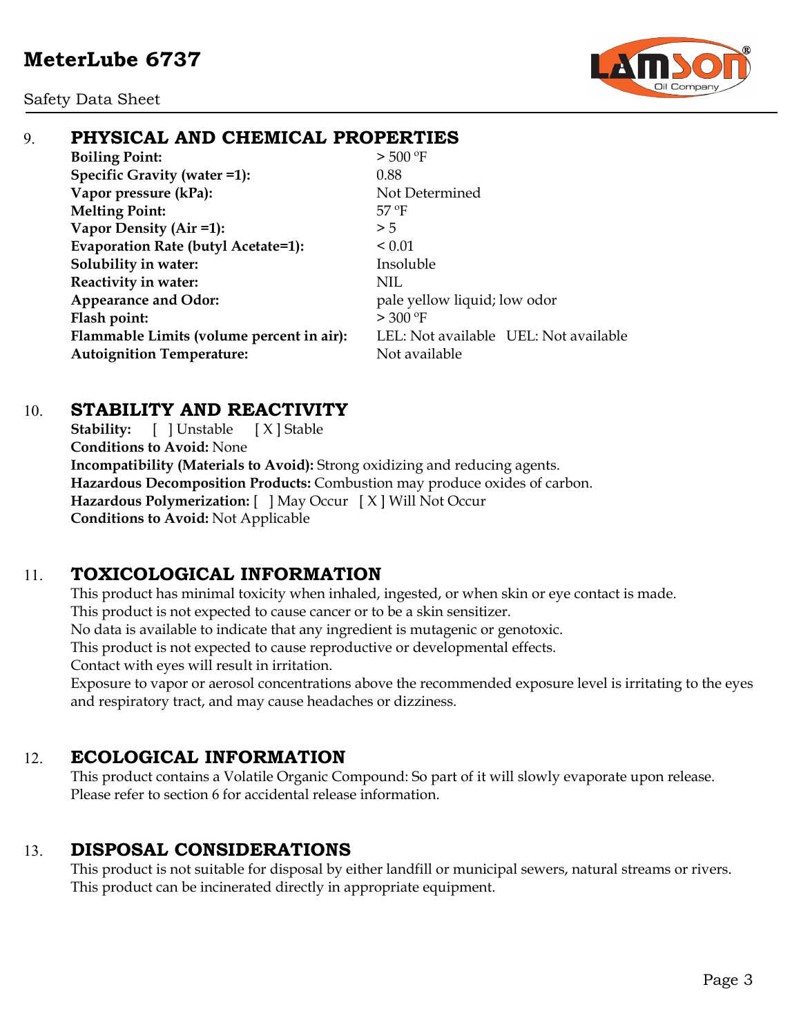## 9. PHYSICAL AND CHEMICAL PROPERTIES

**Boiling Point:** > 500 ºF
**Specific Gravity (water =1):** 0.88
**Vapor pressure (kPa):** Not Determined
**Melting Point:** 57 ºF
**Vapor Density (Air =1):** > 5
**Evaporation Rate (butyl Acetate=1):** < 0.01
**Solubility in water:** Insoluble
**Reactivity in water:** NIL
**Appearance and Odor:** pale yellow liquid; low odor
**Flash point:** > 300 ºF
**Flammable Limits (volume percent in air):** LEL: Not available UEL: Not available
**Autoignition Temperature:** Not available

## 10. STABILITY AND REACTIVITY

**Stability:** [ ] Unstable [ X ] Stable
**Conditions to Avoid:** None
**Incompatibility (Materials to Avoid):** Strong oxidizing and reducing agents.
**Hazardous Decomposition Products:** Combustion may produce oxides of carbon.
**Hazardous Polymerization:** [ ] May Occur [ X ] Will Not Occur
**Conditions to Avoid:** Not Applicable

## 11. TOXICOLOGICAL INFORMATION

This product has minimal toxicity when inhaled, ingested, or when skin or eye contact is made.
This product is not expected to cause cancer or to be a skin sensitizer.
No data is available to indicate that any ingredient is mutagenic or genotoxic.
This product is not expected to cause reproductive or developmental effects.
Contact with eyes will result in irritation.
Exposure to vapor or aerosol concentrations above the recommended exposure level is irritating to the eyes and respiratory tract, and may cause headaches or dizziness.

## 12. ECOLOGICAL INFORMATION

This product contains a Volatile Organic Compound: So part of it will slowly evaporate upon release.
Please refer to section 6 for accidental release information.

## 13. DISPOSAL CONSIDERATIONS

This product is not suitable for disposal by either landfill or municipal sewers, natural streams or rivers.
This product can be incinerated directly in appropriate equipment.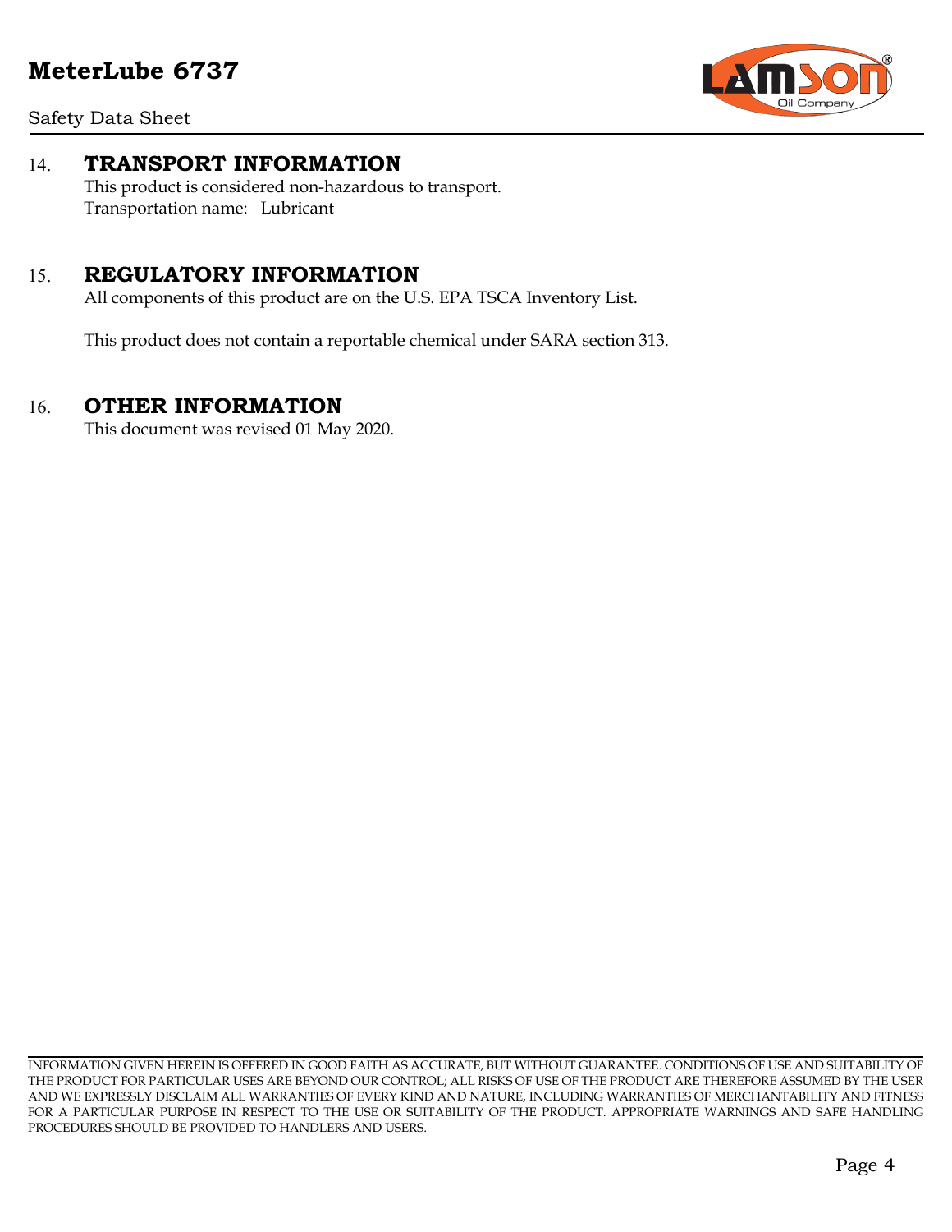## 14. TRANSPORT INFORMATION

This product is considered non-hazardous to transport.
Transportation name: Lubricant

## 15. REGULATORY INFORMATION

All components of this product are on the U.S. EPA TSCA Inventory List.

This product does not contain a reportable chemical under SARA section 313.

## 16. OTHER INFORMATION

This document was revised 01 May 2020.

INFORMATION GIVEN HEREIN IS OFFERED IN GOOD FAITH AS ACCURATE, BUT WITHOUT GUARANTEE. CONDITIONS OF USE AND SUITABILITY OF THE PRODUCT FOR PARTICULAR USES ARE BEYOND OUR CONTROL; ALL RISKS OF USE OF THE PRODUCT ARE THEREFORE ASSUMED BY THE USER AND WE EXPRESSLY DISCLAIM ALL WARRANTIES OF EVERY KIND AND NATURE, INCLUDING WARRANTIES OF MERCHANTABILITY AND FITNESS FOR A PARTICULAR PURPOSE IN RESPECT TO THE USE OR SUITABILITY OF THE PRODUCT. APPROPRIATE WARNINGS AND SAFE HANDLING PROCEDURES SHOULD BE PROVIDED TO HANDLERS AND USERS.